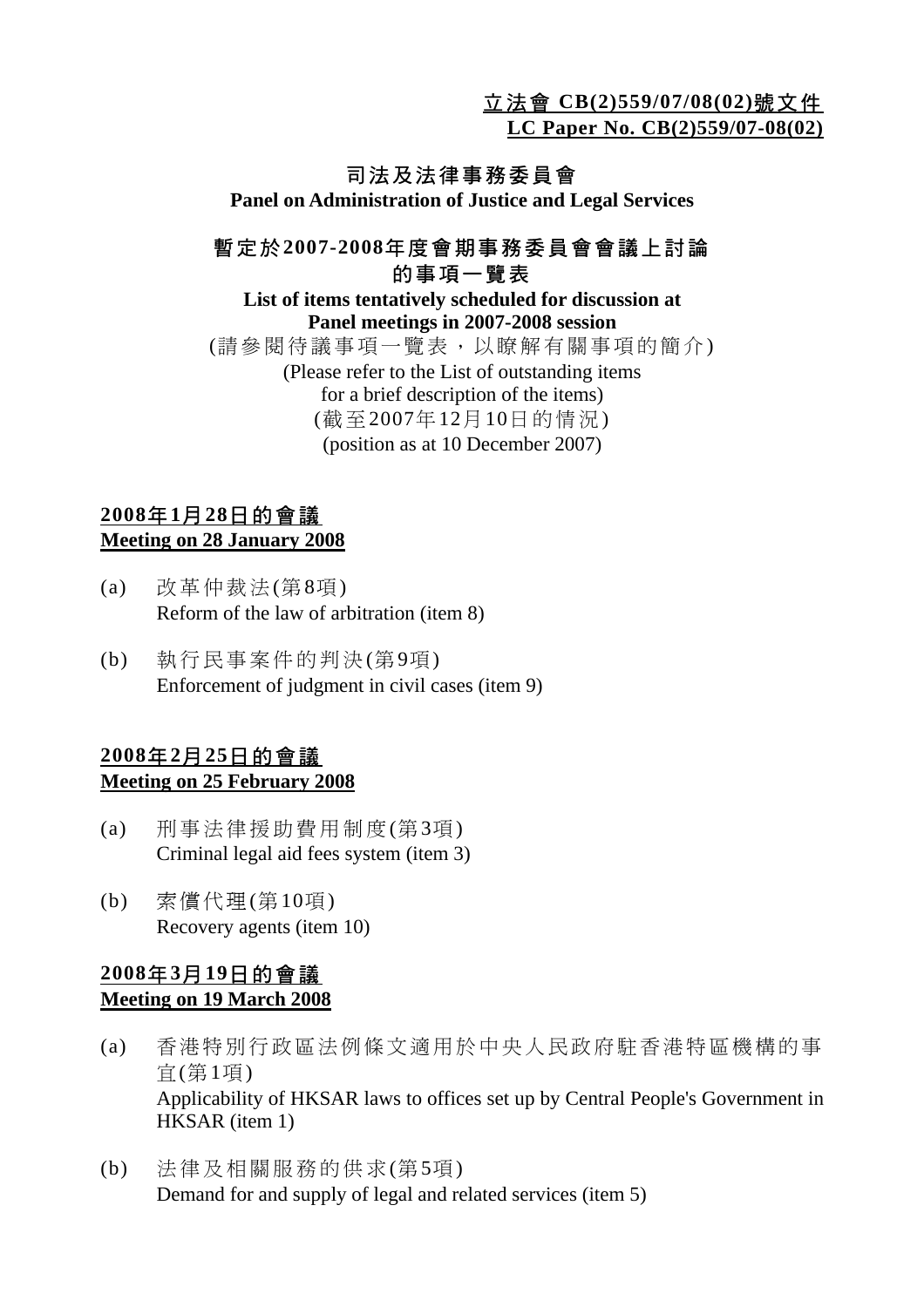**立法會 CB(2)559/07/08(02)號文件**
**LC Paper No. CB(2)559/07-08(02)**

# 司法及法律事務委員會
**Panel on Administration of Justice and Legal Services**

## 暫定於2007-2008年度會期事務委員會會議上討論的事項一覽表
**List of items tentatively scheduled for discussion at Panel meetings in 2007-2008 session**

(請參閱待議事項一覽表，以瞭解有關事項的簡介)
(Please refer to the List of outstanding items for a brief description of the items)
(截至2007年12月10日的情況)
(position as at 10 December 2007)

### 2008年1月28日的會議
### Meeting on 28 January 2008

(a) 改革仲裁法(第8項)
Reform of the law of arbitration (item 8)

(b) 執行民事案件的判決(第9項)
Enforcement of judgment in civil cases (item 9)

### 2008年2月25日的會議
### Meeting on 25 February 2008

(a) 刑事法律援助費用制度(第3項)
Criminal legal aid fees system (item 3)

(b) 索償代理(第10項)
Recovery agents (item 10)

### 2008年3月19日的會議
### Meeting on 19 March 2008

(a) 香港特別行政區法例條文適用於中央人民政府駐香港特區機構的事宜(第1項)
Applicability of HKSAR laws to offices set up by Central People's Government in HKSAR (item 1)

(b) 法律及相關服務的供求(第5項)
Demand for and supply of legal and related services (item 5)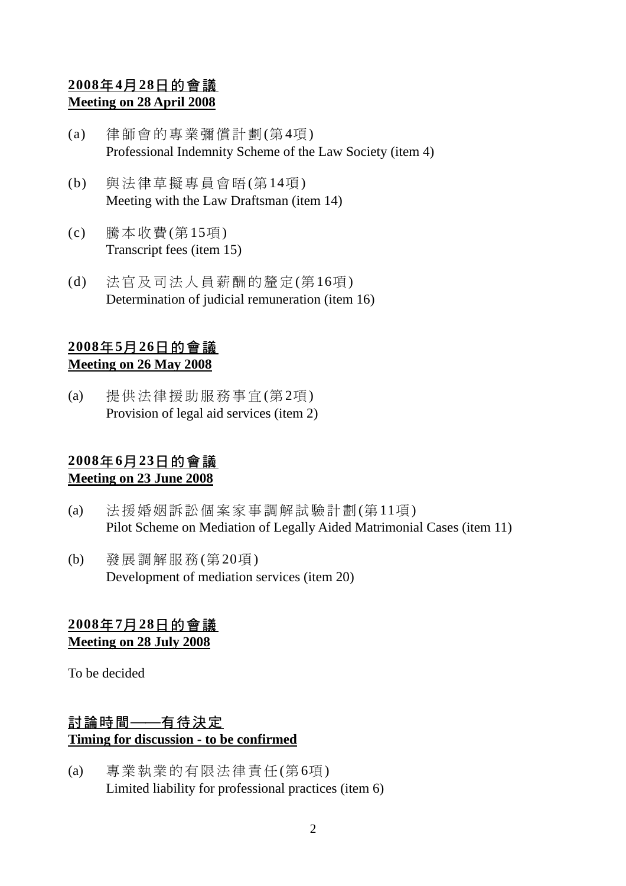**<u>2008年4月28日的會議</u>**
**<u>Meeting on 28 April 2008</u>**

(a) 律師會的專業彌償計劃(第4項)
Professional Indemnity Scheme of the Law Society (item 4)

(b) 與法律草擬專員會晤(第14項)
Meeting with the Law Draftsman (item 14)

(c) 謄本收費(第15項)
Transcript fees (item 15)

(d) 法官及司法人員薪酬的釐定(第16項)
Determination of judicial remuneration (item 16)

**<u>2008年5月26日的會議</u>**
**<u>Meeting on 26 May 2008</u>**

(a) 提供法律援助服務事宜(第2項)
Provision of legal aid services (item 2)

**<u>2008年6月23日的會議</u>**
**<u>Meeting on 23 June 2008</u>**

(a) 法援婚姻訴訟個案家事調解試驗計劃(第11項)
Pilot Scheme on Mediation of Legally Aided Matrimonial Cases (item 11)

(b) 發展調解服務(第20項)
Development of mediation services (item 20)

**<u>2008年7月28日的會議</u>**
**<u>Meeting on 28 July 2008</u>**

To be decided

**<u>討論時間——有待決定</u>**
**<u>Timing for discussion - to be confirmed</u>**

(a) 專業執業的有限法律責任(第6項)
Limited liability for professional practices (item 6)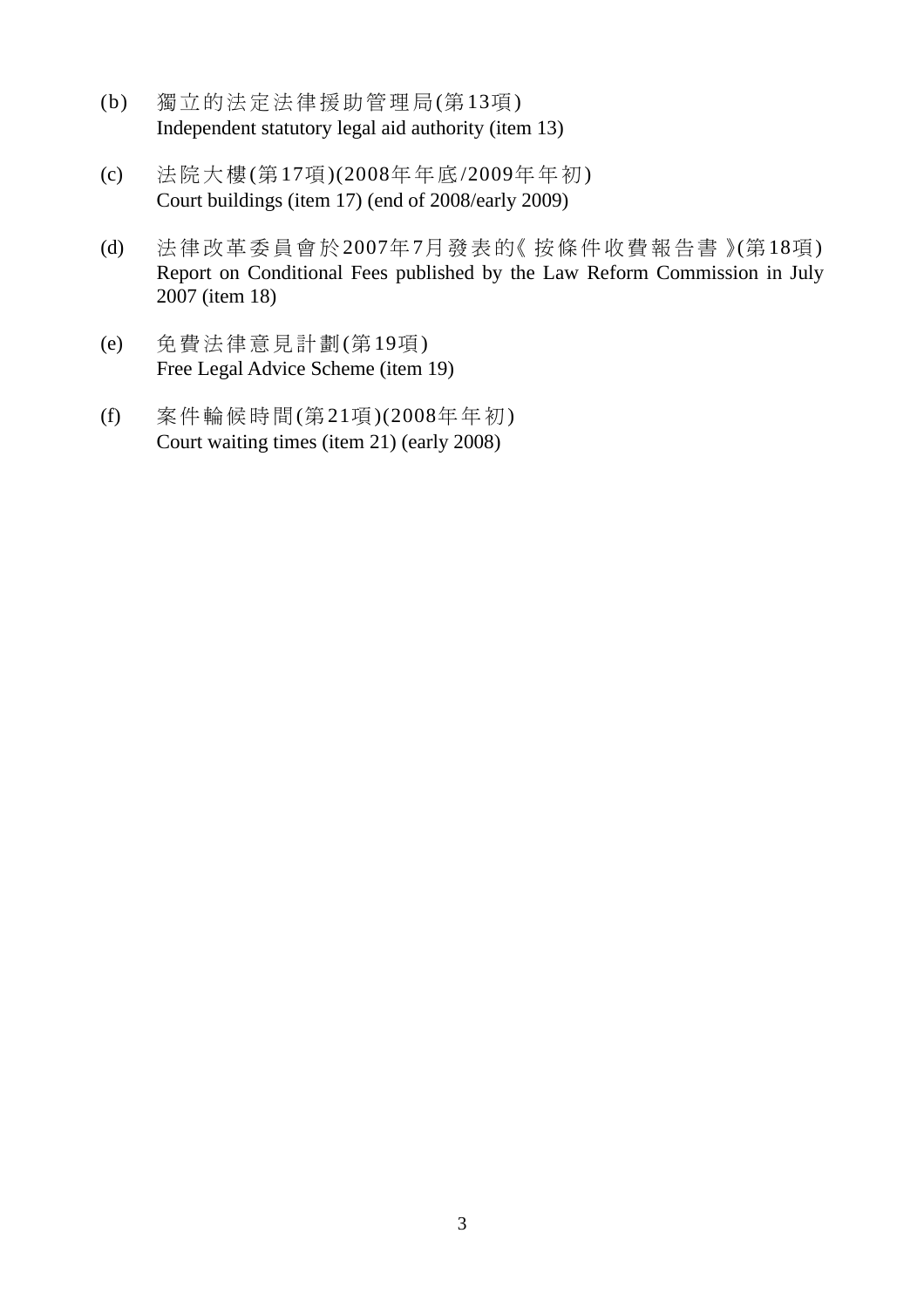(b) 獨立的法定法律援助管理局(第13項)
Independent statutory legal aid authority (item 13)

(c) 法院大樓(第17項)(2008年年底/2009年年初)
Court buildings (item 17) (end of 2008/early 2009)

(d) 法律改革委員會於2007年7月發表的《按條件收費報告書》(第18項)
Report on Conditional Fees published by the Law Reform Commission in July 2007 (item 18)

(e) 免費法律意見計劃(第19項)
Free Legal Advice Scheme (item 19)

(f) 案件輪候時間(第21項)(2008年年初)
Court waiting times (item 21) (early 2008)